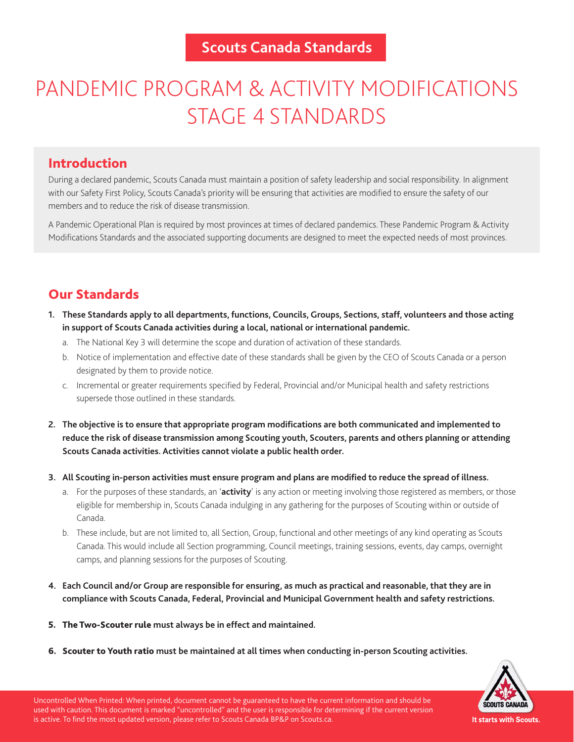**Scouts Canada Standards**

# PANDEMIC PROGRAM & ACTIVITY MODIFICATIONS STAGE 4 STANDARDS

## Introduction

During a declared pandemic, Scouts Canada must maintain a position of safety leadership and social responsibility. In alignment with our Safety First Policy, Scouts Canada's priority will be ensuring that activities are modified to ensure the safety of our members and to reduce the risk of disease transmission.

A Pandemic Operational Plan is required by most provinces at times of declared pandemics. These Pandemic Program & Activity Modifications Standards and the associated supporting documents are designed to meet the expected needs of most provinces.

## Our Standards

1. **These Standards apply to all departments, functions, Councils, Groups, Sections, staff, volunteers and those acting in support of Scouts Canada activities during a local, national or international pandemic.**
   a. The National Key 3 will determine the scope and duration of activation of these standards.
   b. Notice of implementation and effective date of these standards shall be given by the CEO of Scouts Canada or a person designated by them to provide notice.
   c. Incremental or greater requirements specified by Federal, Provincial and/or Municipal health and safety restrictions supersede those outlined in these standards.

2. **The objective is to ensure that appropriate program modifications are both communicated and implemented to reduce the risk of disease transmission among Scouting youth, Scouters, parents and others planning or attending Scouts Canada activities. Activities cannot violate a public health order.**

3. **All Scouting in-person activities must ensure program and plans are modified to reduce the spread of illness.**
   a. For the purposes of these standards, an '**activity**' is any action or meeting involving those registered as members, or those eligible for membership in, Scouts Canada indulging in any gathering for the purposes of Scouting within or outside of Canada.
   b. These include, but are not limited to, all Section, Group, functional and other meetings of any kind operating as Scouts Canada. This would include all Section programming, Council meetings, training sessions, events, day camps, overnight camps, and planning sessions for the purposes of Scouting.

4. **Each Council and/or Group are responsible for ensuring, as much as practical and reasonable, that they are in compliance with Scouts Canada, Federal, Provincial and Municipal Government health and safety restrictions.**

5. **The Two-Scouter rule must always be in effect and maintained.**

6. **Scouter to Youth ratio must be maintained at all times when conducting in-person Scouting activities.**

Uncontrolled When Printed: When printed, document cannot be guaranteed to have the current information and should be used with caution. This document is marked "uncontrolled" and the user is responsible for determining if the current version is active. To find the most updated version, please refer to Scouts Canada BP&P on Scouts.ca.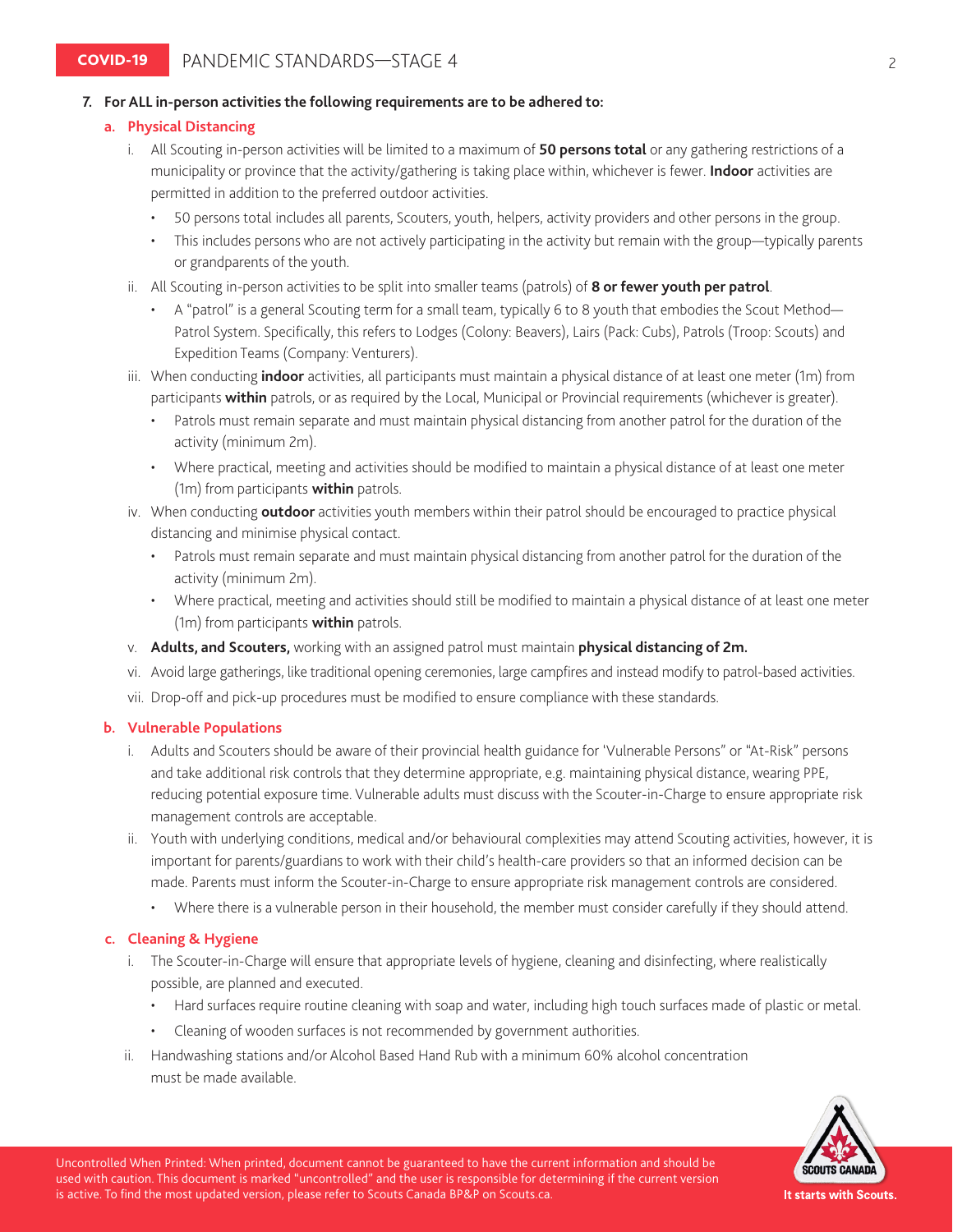7. **For ALL in-person activities the following requirements are to be adhered to:**

**a. Physical Distancing**

i. All Scouting in-person activities will be limited to a maximum of **50 persons total** or any gathering restrictions of a municipality or province that the activity/gathering is taking place within, whichever is fewer. **Indoor** activities are permitted in addition to the preferred outdoor activities.
   - 50 persons total includes all parents, Scouters, youth, helpers, activity providers and other persons in the group.
   - This includes persons who are not actively participating in the activity but remain with the group—typically parents or grandparents of the youth.

ii. All Scouting in-person activities to be split into smaller teams (patrols) of **8 or fewer youth per patrol**.
   - A "patrol" is a general Scouting term for a small team, typically 6 to 8 youth that embodies the Scout Method—Patrol System. Specifically, this refers to Lodges (Colony: Beavers), Lairs (Pack: Cubs), Patrols (Troop: Scouts) and Expedition Teams (Company: Venturers).

iii. When conducting **indoor** activities, all participants must maintain a physical distance of at least one meter (1m) from participants **within** patrols, or as required by the Local, Municipal or Provincial requirements (whichever is greater).
   - Patrols must remain separate and must maintain physical distancing from another patrol for the duration of the activity (minimum 2m).
   - Where practical, meeting and activities should be modified to maintain a physical distance of at least one meter (1m) from participants **within** patrols.

iv. When conducting **outdoor** activities youth members within their patrol should be encouraged to practice physical distancing and minimise physical contact.
   - Patrols must remain separate and must maintain physical distancing from another patrol for the duration of the activity (minimum 2m).
   - Where practical, meeting and activities should still be modified to maintain a physical distance of at least one meter (1m) from participants **within** patrols.

v. **Adults, and Scouters,** working with an assigned patrol must maintain **physical distancing of 2m.**

vi. Avoid large gatherings, like traditional opening ceremonies, large campfires and instead modify to patrol-based activities.

vii. Drop-off and pick-up procedures must be modified to ensure compliance with these standards.

**b. Vulnerable Populations**

i. Adults and Scouters should be aware of their provincial health guidance for 'Vulnerable Persons" or "At-Risk" persons and take additional risk controls that they determine appropriate, e.g. maintaining physical distance, wearing PPE, reducing potential exposure time. Vulnerable adults must discuss with the Scouter-in-Charge to ensure appropriate risk management controls are acceptable.

ii. Youth with underlying conditions, medical and/or behavioural complexities may attend Scouting activities, however, it is important for parents/guardians to work with their child's health-care providers so that an informed decision can be made. Parents must inform the Scouter-in-Charge to ensure appropriate risk management controls are considered.
   - Where there is a vulnerable person in their household, the member must consider carefully if they should attend.

**c. Cleaning & Hygiene**

i. The Scouter-in-Charge will ensure that appropriate levels of hygiene, cleaning and disinfecting, where realistically possible, are planned and executed.
   - Hard surfaces require routine cleaning with soap and water, including high touch surfaces made of plastic or metal.
   - Cleaning of wooden surfaces is not recommended by government authorities.

ii. Handwashing stations and/or Alcohol Based Hand Rub with a minimum 60% alcohol concentration must be made available.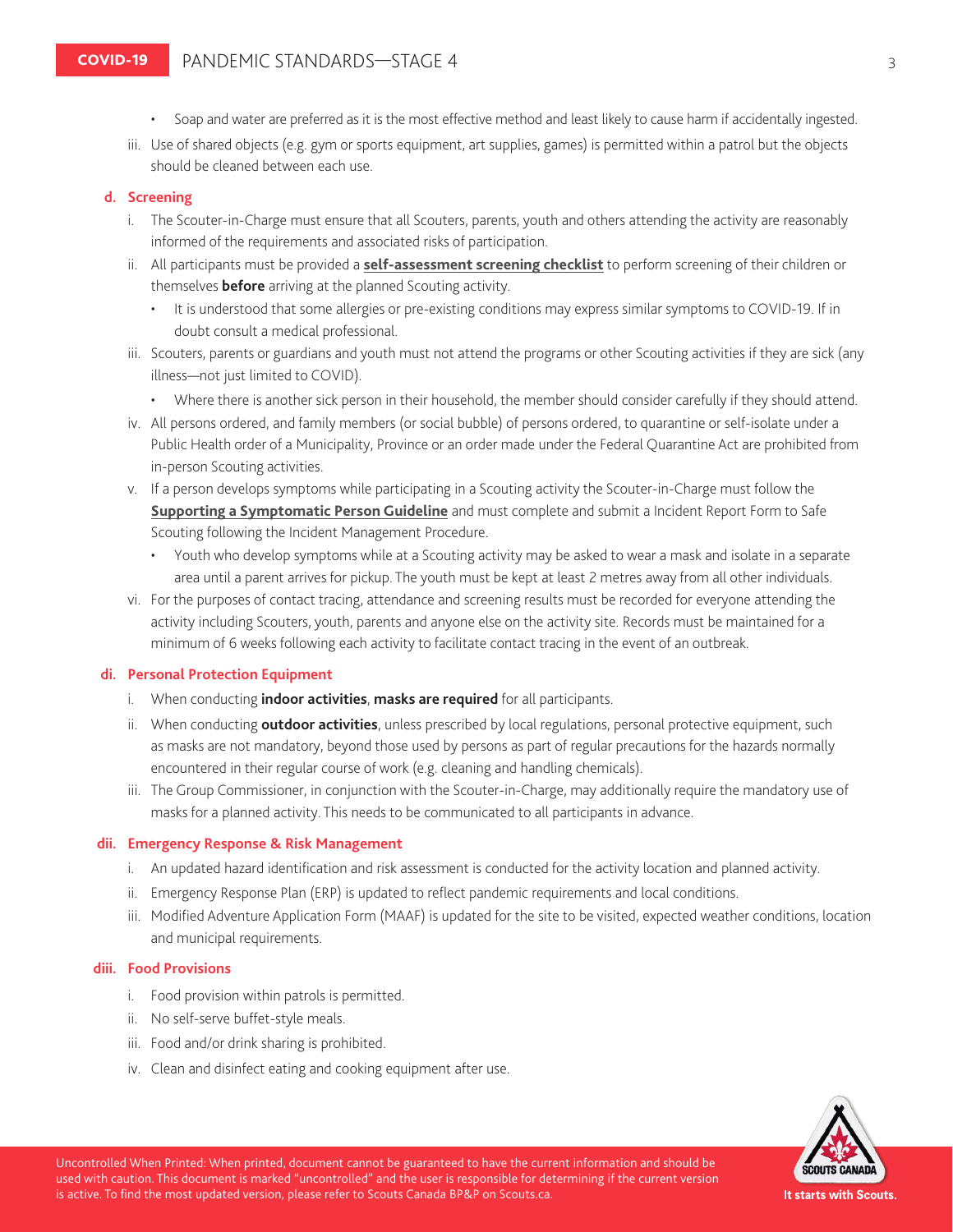- Soap and water are preferred as it is the most effective method and least likely to cause harm if accidentally ingested.

iii. Use of shared objects (e.g. gym or sports equipment, art supplies, games) is permitted within a patrol but the objects should be cleaned between each use.

### d. Screening

i. The Scouter-in-Charge must ensure that all Scouters, parents, youth and others attending the activity are reasonably informed of the requirements and associated risks of participation.

ii. All participants must be provided a **self-assessment screening checklist** to perform screening of their children or themselves **before** arriving at the planned Scouting activity.

- It is understood that some allergies or pre-existing conditions may express similar symptoms to COVID-19. If in doubt consult a medical professional.

iii. Scouters, parents or guardians and youth must not attend the programs or other Scouting activities if they are sick (any illness—not just limited to COVID).

- Where there is another sick person in their household, the member should consider carefully if they should attend.

iv. All persons ordered, and family members (or social bubble) of persons ordered, to quarantine or self-isolate under a Public Health order of a Municipality, Province or an order made under the Federal Quarantine Act are prohibited from in-person Scouting activities.

v. If a person develops symptoms while participating in a Scouting activity the Scouter-in-Charge must follow the **Supporting a Symptomatic Person Guideline** and must complete and submit a Incident Report Form to Safe Scouting following the Incident Management Procedure.

- Youth who develop symptoms while at a Scouting activity may be asked to wear a mask and isolate in a separate area until a parent arrives for pickup. The youth must be kept at least 2 metres away from all other individuals.

vi. For the purposes of contact tracing, attendance and screening results must be recorded for everyone attending the activity including Scouters, youth, parents and anyone else on the activity site. Records must be maintained for a minimum of 6 weeks following each activity to facilitate contact tracing in the event of an outbreak.

### di. Personal Protection Equipment

i. When conducting **indoor activities**, **masks are required** for all participants.

ii. When conducting **outdoor activities**, unless prescribed by local regulations, personal protective equipment, such as masks are not mandatory, beyond those used by persons as part of regular precautions for the hazards normally encountered in their regular course of work (e.g. cleaning and handling chemicals).

iii. The Group Commissioner, in conjunction with the Scouter-in-Charge, may additionally require the mandatory use of masks for a planned activity. This needs to be communicated to all participants in advance.

### dii. Emergency Response & Risk Management

i. An updated hazard identification and risk assessment is conducted for the activity location and planned activity.

ii. Emergency Response Plan (ERP) is updated to reflect pandemic requirements and local conditions.

iii. Modified Adventure Application Form (MAAF) is updated for the site to be visited, expected weather conditions, location and municipal requirements.

### diii. Food Provisions

i. Food provision within patrols is permitted.

ii. No self-serve buffet-style meals.

iii. Food and/or drink sharing is prohibited.

iv. Clean and disinfect eating and cooking equipment after use.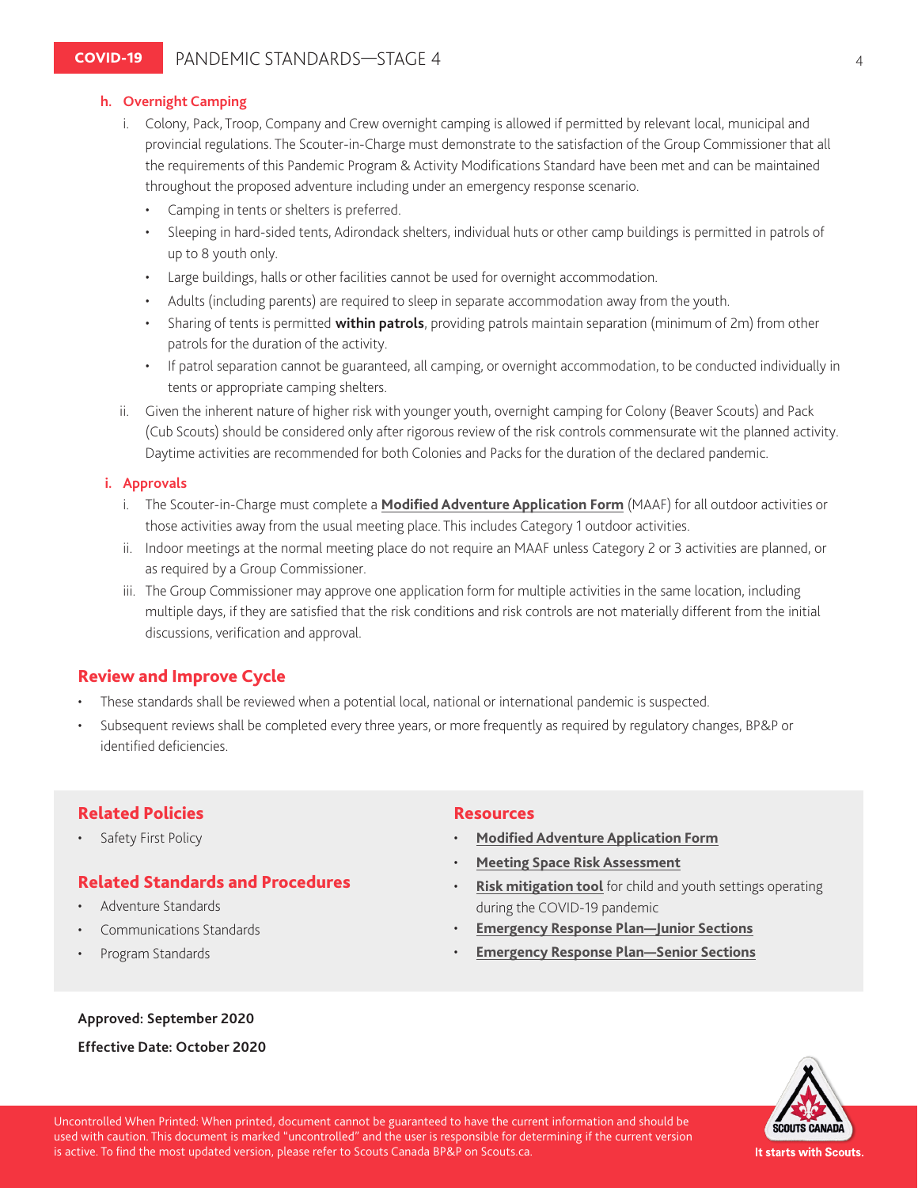#### h. Overnight Camping

i. Colony, Pack, Troop, Company and Crew overnight camping is allowed if permitted by relevant local, municipal and provincial regulations. The Scouter-in-Charge must demonstrate to the satisfaction of the Group Commissioner that all the requirements of this Pandemic Program & Activity Modifications Standard have been met and can be maintained throughout the proposed adventure including under an emergency response scenario.

- Camping in tents or shelters is preferred.
- Sleeping in hard-sided tents, Adirondack shelters, individual huts or other camp buildings is permitted in patrols of up to 8 youth only.
- Large buildings, halls or other facilities cannot be used for overnight accommodation.
- Adults (including parents) are required to sleep in separate accommodation away from the youth.
- Sharing of tents is permitted **within patrols**, providing patrols maintain separation (minimum of 2m) from other patrols for the duration of the activity.
- If patrol separation cannot be guaranteed, all camping, or overnight accommodation, to be conducted individually in tents or appropriate camping shelters.

ii. Given the inherent nature of higher risk with younger youth, overnight camping for Colony (Beaver Scouts) and Pack (Cub Scouts) should be considered only after rigorous review of the risk controls commensurate wit the planned activity. Daytime activities are recommended for both Colonies and Packs for the duration of the declared pandemic.

#### i. Approvals

i. The Scouter-in-Charge must complete a **Modified Adventure Application Form** (MAAF) for all outdoor activities or those activities away from the usual meeting place. This includes Category 1 outdoor activities.

ii. Indoor meetings at the normal meeting place do not require an MAAF unless Category 2 or 3 activities are planned, or as required by a Group Commissioner.

iii. The Group Commissioner may approve one application form for multiple activities in the same location, including multiple days, if they are satisfied that the risk conditions and risk controls are not materially different from the initial discussions, verification and approval.

## Review and Improve Cycle

- These standards shall be reviewed when a potential local, national or international pandemic is suspected.
- Subsequent reviews shall be completed every three years, or more frequently as required by regulatory changes, BP&P or identified deficiencies.

### Related Policies

- Safety First Policy

### Related Standards and Procedures

- Adventure Standards
- Communications Standards
- Program Standards

### Resources

- **Modified Adventure Application Form**
- **Meeting Space Risk Assessment**
- **Risk mitigation tool** for child and youth settings operating during the COVID-19 pandemic
- **Emergency Response Plan—Junior Sections**
- **Emergency Response Plan—Senior Sections**

**Approved: September 2020**

**Effective Date: October 2020**

Uncontrolled When Printed: When printed, document cannot be guaranteed to have the current information and should be used with caution. This document is marked "uncontrolled" and the user is responsible for determining if the current version is active. To find the most updated version, please refer to Scouts Canada BP&P on Scouts.ca.